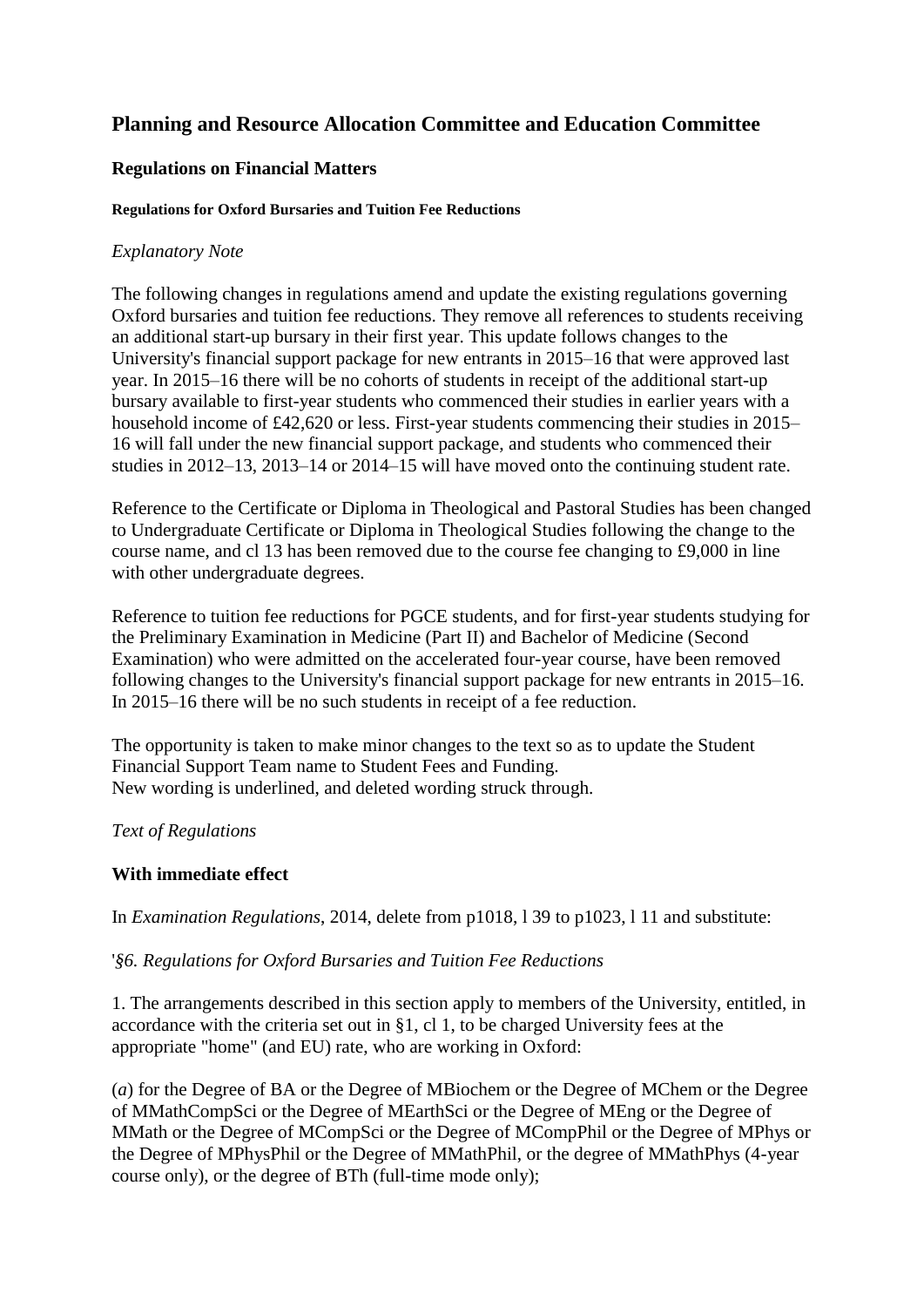# Planning and Resource Allocation Committee and Education Committee

## Regulations on Financial Matters

#### Regulations for Oxford Bursaries and Tuition Fee Reductions

*Explanatory Note*

The following changes in regulations amend and update the existing regulations governing Oxford bursaries and tuition fee reductions. They remove all references to students receiving an additional start-up bursary in their first year. This update follows changes to the University's financial support package for new entrants in 2015–16 that were approved last year. In 2015–16 there will be no cohorts of students in receipt of the additional start-up bursary available to first-year students who commenced their studies in earlier years with a household income of £42,620 or less. First-year students commencing their studies in 2015–16 will fall under the new financial support package, and students who commenced their studies in 2012–13, 2013–14 or 2014–15 will have moved onto the continuing student rate.

Reference to the Certificate or Diploma in Theological and Pastoral Studies has been changed to Undergraduate Certificate or Diploma in Theological Studies following the change to the course name, and cl 13 has been removed due to the course fee changing to £9,000 in line with other undergraduate degrees.

Reference to tuition fee reductions for PGCE students, and for first-year students studying for the Preliminary Examination in Medicine (Part II) and Bachelor of Medicine (Second Examination) who were admitted on the accelerated four-year course, have been removed following changes to the University's financial support package for new entrants in 2015–16. In 2015–16 there will be no such students in receipt of a fee reduction.

The opportunity is taken to make minor changes to the text so as to update the Student Financial Support Team name to Student Fees and Funding.
New wording is underlined, and deleted wording struck through.

*Text of Regulations*

### With immediate effect

In *Examination Regulations*, 2014, delete from p1018, l 39 to p1023, l 11 and substitute:

'*§6. Regulations for Oxford Bursaries and Tuition Fee Reductions*

1. The arrangements described in this section apply to members of the University, entitled, in accordance with the criteria set out in §1, cl 1, to be charged University fees at the appropriate "home" (and EU) rate, who are working in Oxford:

(*a*) for the Degree of BA or the Degree of MBiochem or the Degree of MChem or the Degree of MMathCompSci or the Degree of MEarthSci or the Degree of MEng or the Degree of MMath or the Degree of MCompSci or the Degree of MCompPhil or the Degree of MPhys or the Degree of MPhysPhil or the Degree of MMathPhil, or the degree of MMathPhys (4-year course only), or the degree of BTh (full-time mode only);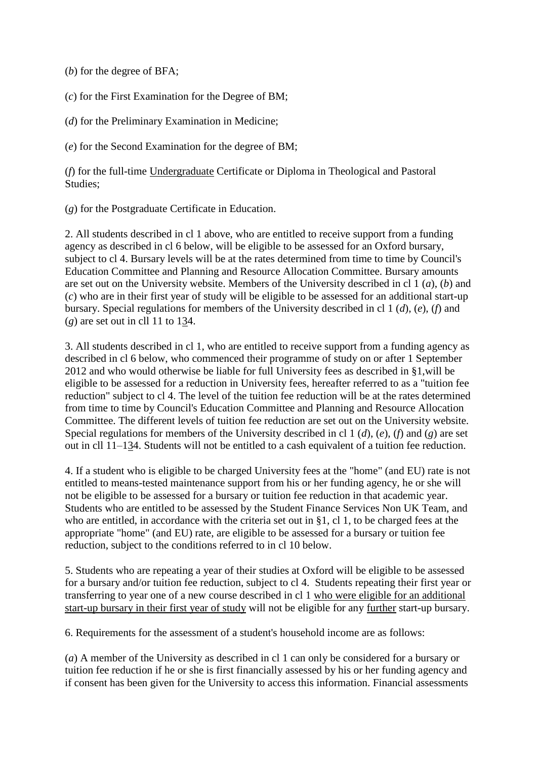(*b*) for the degree of BFA;

(*c*) for the First Examination for the Degree of BM;

(*d*) for the Preliminary Examination in Medicine;

(*e*) for the Second Examination for the degree of BM;

(*f*) for the full-time Undergraduate Certificate or Diploma in Theological and Pastoral Studies;

(*g*) for the Postgraduate Certificate in Education.

2. All students described in cl 1 above, who are entitled to receive support from a funding agency as described in cl 6 below, will be eligible to be assessed for an Oxford bursary, subject to cl 4. Bursary levels will be at the rates determined from time to time by Council's Education Committee and Planning and Resource Allocation Committee. Bursary amounts are set out on the University website. Members of the University described in cl 1 (*a*), (*b*) and (*c*) who are in their first year of study will be eligible to be assessed for an additional start-up bursary. Special regulations for members of the University described in cl 1 (*d*), (*e*), (*f*) and (*g*) are set out in cll 11 to 134.

3. All students described in cl 1, who are entitled to receive support from a funding agency as described in cl 6 below, who commenced their programme of study on or after 1 September 2012 and who would otherwise be liable for full University fees as described in §1,will be eligible to be assessed for a reduction in University fees, hereafter referred to as a "tuition fee reduction" subject to cl 4. The level of the tuition fee reduction will be at the rates determined from time to time by Council's Education Committee and Planning and Resource Allocation Committee. The different levels of tuition fee reduction are set out on the University website. Special regulations for members of the University described in cl 1 (*d*), (*e*), (*f*) and (*g*) are set out in cll 11–134. Students will not be entitled to a cash equivalent of a tuition fee reduction.

4. If a student who is eligible to be charged University fees at the "home" (and EU) rate is not entitled to means-tested maintenance support from his or her funding agency, he or she will not be eligible to be assessed for a bursary or tuition fee reduction in that academic year. Students who are entitled to be assessed by the Student Finance Services Non UK Team, and who are entitled, in accordance with the criteria set out in §1, cl 1, to be charged fees at the appropriate "home" (and EU) rate, are eligible to be assessed for a bursary or tuition fee reduction, subject to the conditions referred to in cl 10 below.

5. Students who are repeating a year of their studies at Oxford will be eligible to be assessed for a bursary and/or tuition fee reduction, subject to cl 4. Students repeating their first year or transferring to year one of a new course described in cl 1 who were eligible for an additional start-up bursary in their first year of study will not be eligible for any further start-up bursary.

6. Requirements for the assessment of a student's household income are as follows:

(*a*) A member of the University as described in cl 1 can only be considered for a bursary or tuition fee reduction if he or she is first financially assessed by his or her funding agency and if consent has been given for the University to access this information. Financial assessments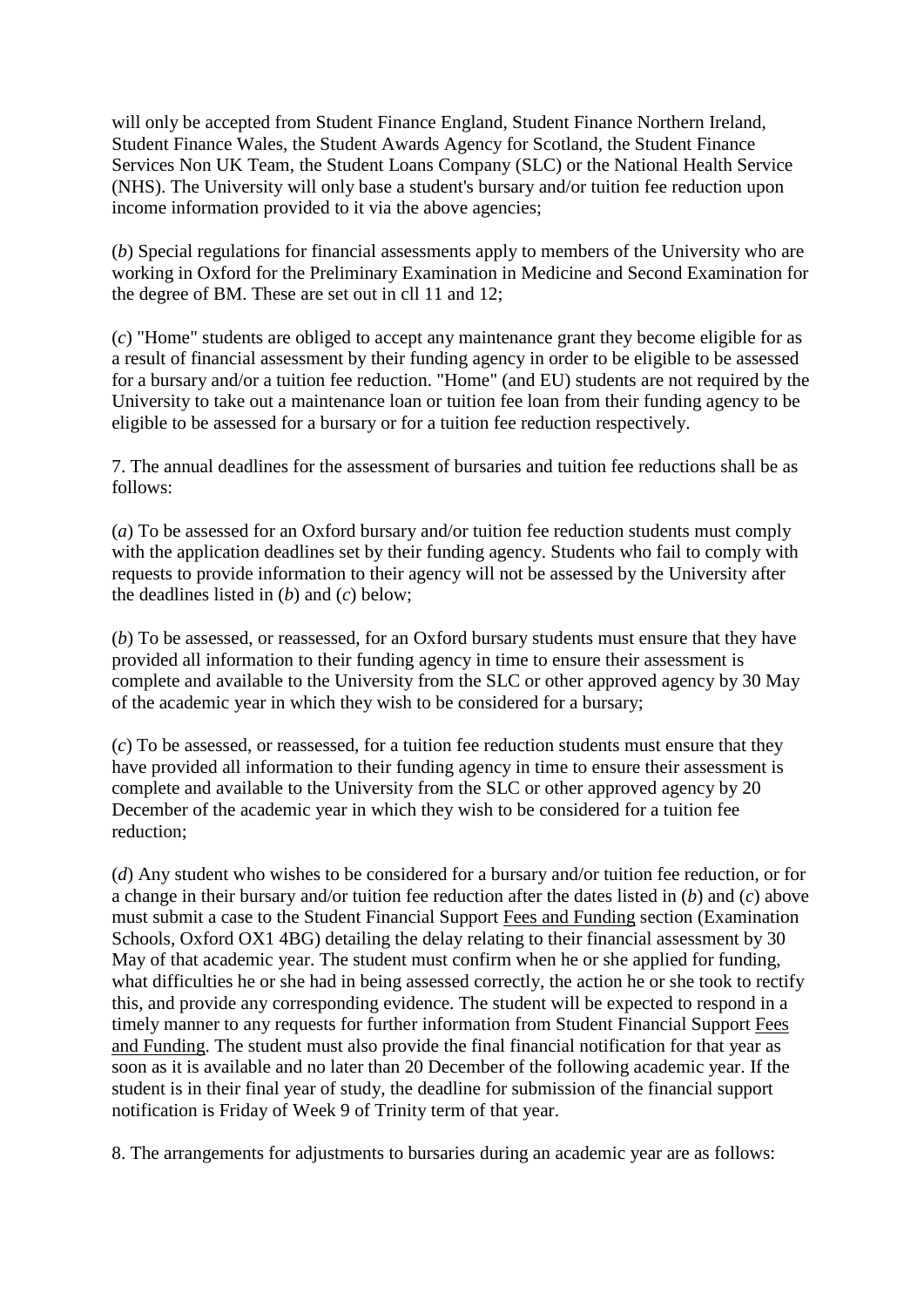will only be accepted from Student Finance England, Student Finance Northern Ireland, Student Finance Wales, the Student Awards Agency for Scotland, the Student Finance Services Non UK Team, the Student Loans Company (SLC) or the National Health Service (NHS). The University will only base a student's bursary and/or tuition fee reduction upon income information provided to it via the above agencies;

(*b*) Special regulations for financial assessments apply to members of the University who are working in Oxford for the Preliminary Examination in Medicine and Second Examination for the degree of BM. These are set out in cll 11 and 12;

(*c*) "Home" students are obliged to accept any maintenance grant they become eligible for as a result of financial assessment by their funding agency in order to be eligible to be assessed for a bursary and/or a tuition fee reduction. "Home" (and EU) students are not required by the University to take out a maintenance loan or tuition fee loan from their funding agency to be eligible to be assessed for a bursary or for a tuition fee reduction respectively.

7. The annual deadlines for the assessment of bursaries and tuition fee reductions shall be as follows:

(*a*) To be assessed for an Oxford bursary and/or tuition fee reduction students must comply with the application deadlines set by their funding agency. Students who fail to comply with requests to provide information to their agency will not be assessed by the University after the deadlines listed in (*b*) and (*c*) below;

(*b*) To be assessed, or reassessed, for an Oxford bursary students must ensure that they have provided all information to their funding agency in time to ensure their assessment is complete and available to the University from the SLC or other approved agency by 30 May of the academic year in which they wish to be considered for a bursary;

(*c*) To be assessed, or reassessed, for a tuition fee reduction students must ensure that they have provided all information to their funding agency in time to ensure their assessment is complete and available to the University from the SLC or other approved agency by 20 December of the academic year in which they wish to be considered for a tuition fee reduction;

(*d*) Any student who wishes to be considered for a bursary and/or tuition fee reduction, or for a change in their bursary and/or tuition fee reduction after the dates listed in (*b*) and (*c*) above must submit a case to the Student Financial Support Fees and Funding section (Examination Schools, Oxford OX1 4BG) detailing the delay relating to their financial assessment by 30 May of that academic year. The student must confirm when he or she applied for funding, what difficulties he or she had in being assessed correctly, the action he or she took to rectify this, and provide any corresponding evidence. The student will be expected to respond in a timely manner to any requests for further information from Student Financial Support Fees and Funding. The student must also provide the final financial notification for that year as soon as it is available and no later than 20 December of the following academic year. If the student is in their final year of study, the deadline for submission of the financial support notification is Friday of Week 9 of Trinity term of that year.

8. The arrangements for adjustments to bursaries during an academic year are as follows: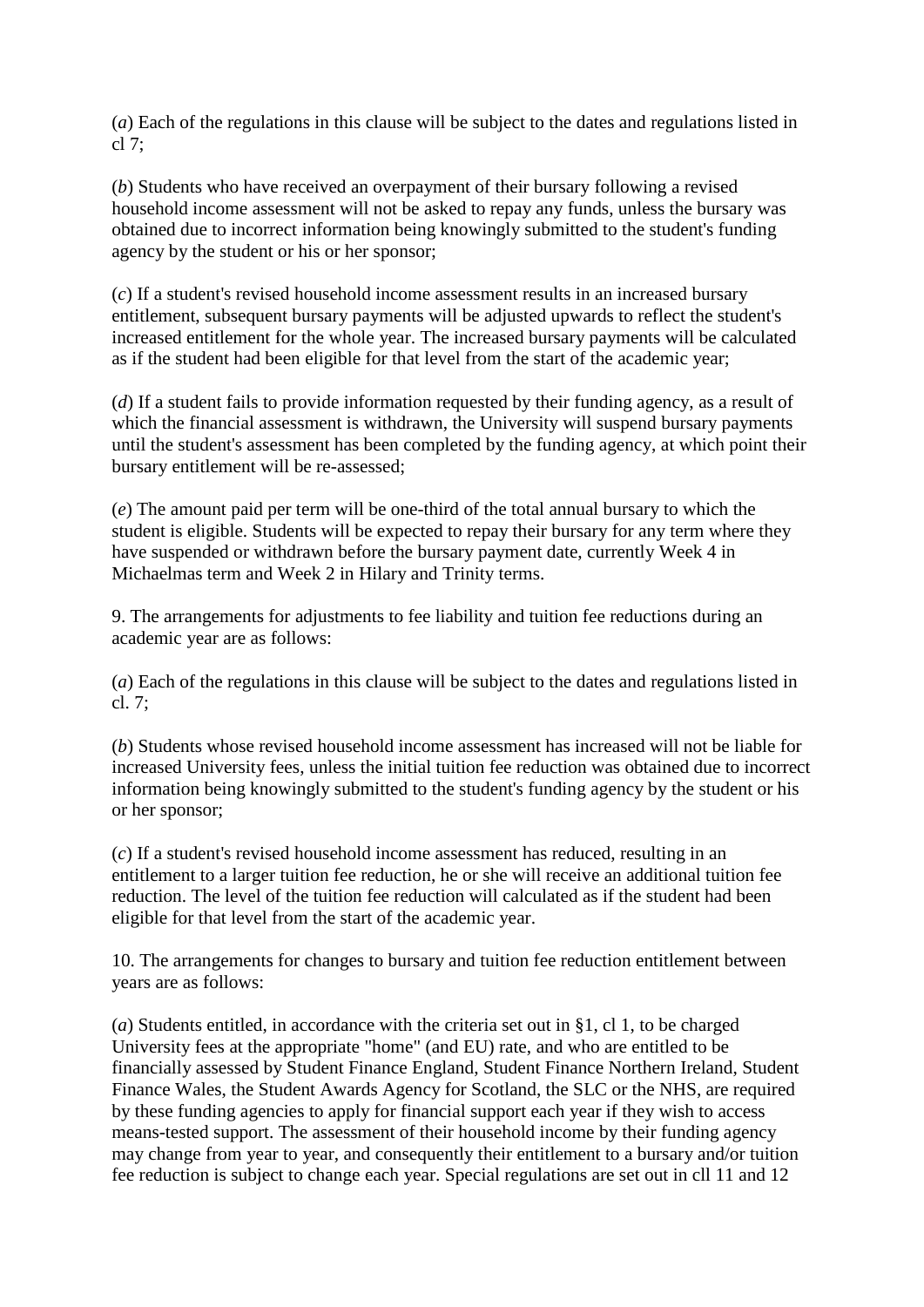(*a*) Each of the regulations in this clause will be subject to the dates and regulations listed in cl 7;

(*b*) Students who have received an overpayment of their bursary following a revised household income assessment will not be asked to repay any funds, unless the bursary was obtained due to incorrect information being knowingly submitted to the student's funding agency by the student or his or her sponsor;

(*c*) If a student's revised household income assessment results in an increased bursary entitlement, subsequent bursary payments will be adjusted upwards to reflect the student's increased entitlement for the whole year. The increased bursary payments will be calculated as if the student had been eligible for that level from the start of the academic year;

(*d*) If a student fails to provide information requested by their funding agency, as a result of which the financial assessment is withdrawn, the University will suspend bursary payments until the student's assessment has been completed by the funding agency, at which point their bursary entitlement will be re-assessed;

(*e*) The amount paid per term will be one-third of the total annual bursary to which the student is eligible. Students will be expected to repay their bursary for any term where they have suspended or withdrawn before the bursary payment date, currently Week 4 in Michaelmas term and Week 2 in Hilary and Trinity terms.

9. The arrangements for adjustments to fee liability and tuition fee reductions during an academic year are as follows:

(*a*) Each of the regulations in this clause will be subject to the dates and regulations listed in cl. 7;

(*b*) Students whose revised household income assessment has increased will not be liable for increased University fees, unless the initial tuition fee reduction was obtained due to incorrect information being knowingly submitted to the student's funding agency by the student or his or her sponsor;

(*c*) If a student's revised household income assessment has reduced, resulting in an entitlement to a larger tuition fee reduction, he or she will receive an additional tuition fee reduction. The level of the tuition fee reduction will calculated as if the student had been eligible for that level from the start of the academic year.

10. The arrangements for changes to bursary and tuition fee reduction entitlement between years are as follows:

(*a*) Students entitled, in accordance with the criteria set out in §1, cl 1, to be charged University fees at the appropriate "home" (and EU) rate, and who are entitled to be financially assessed by Student Finance England, Student Finance Northern Ireland, Student Finance Wales, the Student Awards Agency for Scotland, the SLC or the NHS, are required by these funding agencies to apply for financial support each year if they wish to access means-tested support. The assessment of their household income by their funding agency may change from year to year, and consequently their entitlement to a bursary and/or tuition fee reduction is subject to change each year. Special regulations are set out in cll 11 and 12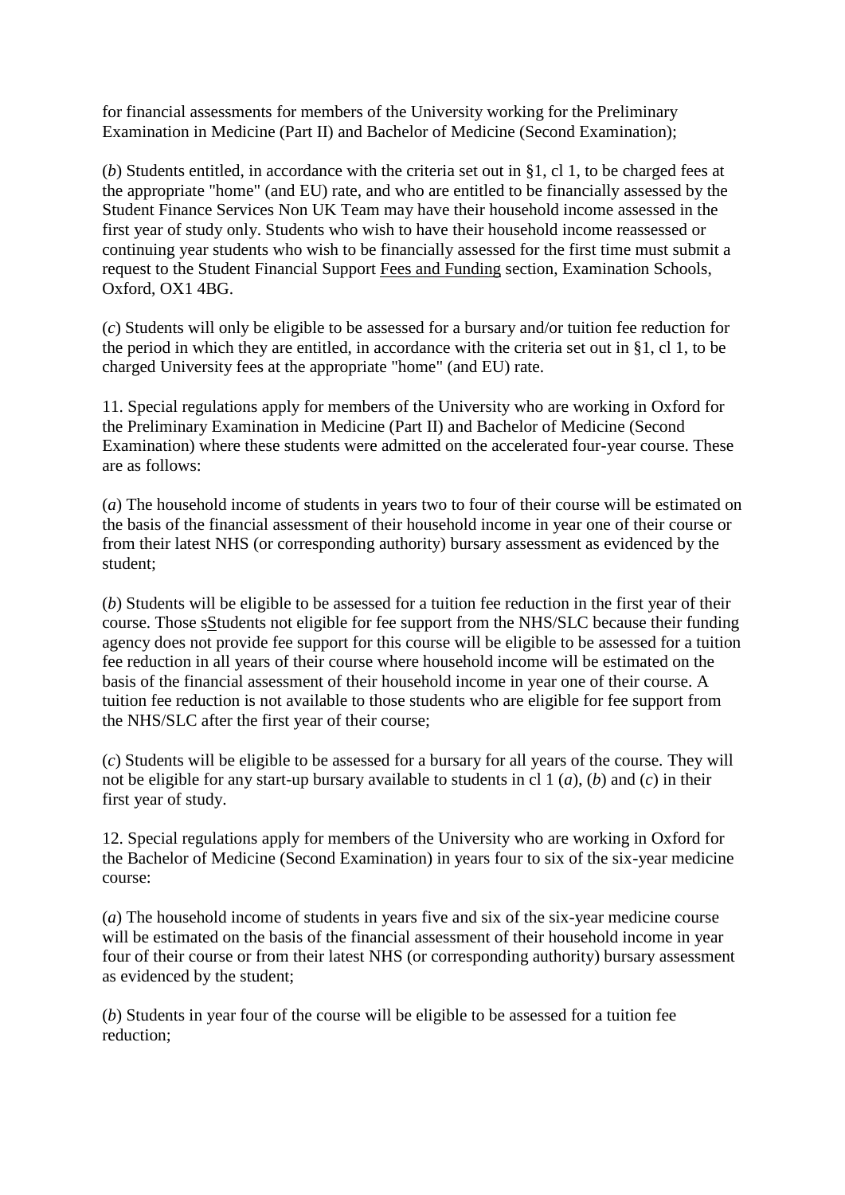for financial assessments for members of the University working for the Preliminary Examination in Medicine (Part II) and Bachelor of Medicine (Second Examination);

(*b*) Students entitled, in accordance with the criteria set out in §1, cl 1, to be charged fees at the appropriate "home" (and EU) rate, and who are entitled to be financially assessed by the Student Finance Services Non UK Team may have their household income assessed in the first year of study only. Students who wish to have their household income reassessed or continuing year students who wish to be financially assessed for the first time must submit a request to the Student Financial Support Fees and Funding section, Examination Schools, Oxford, OX1 4BG.

(*c*) Students will only be eligible to be assessed for a bursary and/or tuition fee reduction for the period in which they are entitled, in accordance with the criteria set out in §1, cl 1, to be charged University fees at the appropriate "home" (and EU) rate.

11. Special regulations apply for members of the University who are working in Oxford for the Preliminary Examination in Medicine (Part II) and Bachelor of Medicine (Second Examination) where these students were admitted on the accelerated four-year course. These are as follows:

(*a*) The household income of students in years two to four of their course will be estimated on the basis of the financial assessment of their household income in year one of their course or from their latest NHS (or corresponding authority) bursary assessment as evidenced by the student;

(*b*) Students will be eligible to be assessed for a tuition fee reduction in the first year of their course. Those sStudents not eligible for fee support from the NHS/SLC because their funding agency does not provide fee support for this course will be eligible to be assessed for a tuition fee reduction in all years of their course where household income will be estimated on the basis of the financial assessment of their household income in year one of their course. A tuition fee reduction is not available to those students who are eligible for fee support from the NHS/SLC after the first year of their course;

(*c*) Students will be eligible to be assessed for a bursary for all years of the course. They will not be eligible for any start-up bursary available to students in cl 1 (*a*), (*b*) and (*c*) in their first year of study.

12. Special regulations apply for members of the University who are working in Oxford for the Bachelor of Medicine (Second Examination) in years four to six of the six-year medicine course:

(*a*) The household income of students in years five and six of the six-year medicine course will be estimated on the basis of the financial assessment of their household income in year four of their course or from their latest NHS (or corresponding authority) bursary assessment as evidenced by the student;

(*b*) Students in year four of the course will be eligible to be assessed for a tuition fee reduction;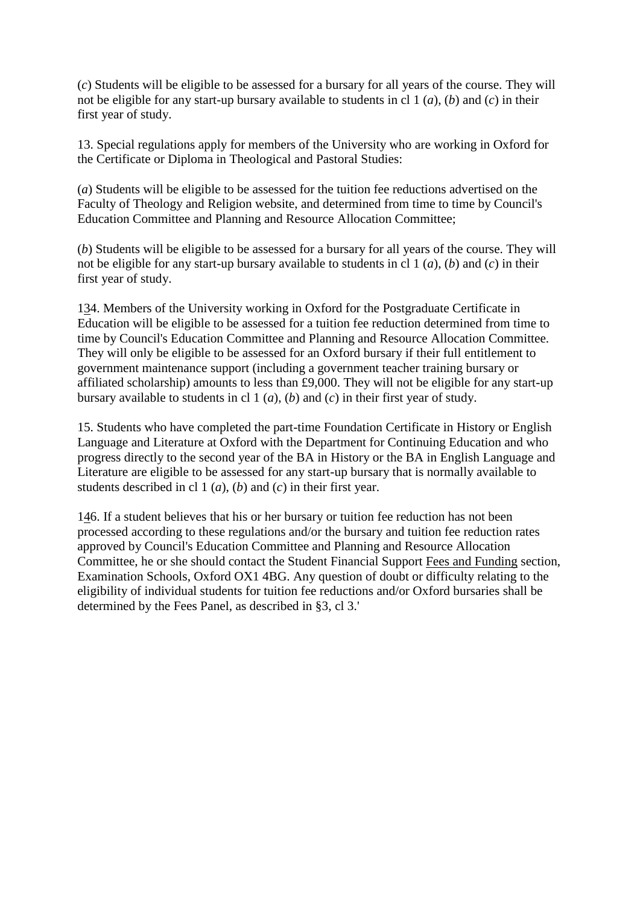(*c*) Students will be eligible to be assessed for a bursary for all years of the course. They will not be eligible for any start-up bursary available to students in cl 1 (*a*), (*b*) and (*c*) in their first year of study.

13. Special regulations apply for members of the University who are working in Oxford for the Certificate or Diploma in Theological and Pastoral Studies:

(*a*) Students will be eligible to be assessed for the tuition fee reductions advertised on the Faculty of Theology and Religion website, and determined from time to time by Council's Education Committee and Planning and Resource Allocation Committee;

(*b*) Students will be eligible to be assessed for a bursary for all years of the course. They will not be eligible for any start-up bursary available to students in cl 1 (*a*), (*b*) and (*c*) in their first year of study.

134. Members of the University working in Oxford for the Postgraduate Certificate in Education will be eligible to be assessed for a tuition fee reduction determined from time to time by Council's Education Committee and Planning and Resource Allocation Committee. They will only be eligible to be assessed for an Oxford bursary if their full entitlement to government maintenance support (including a government teacher training bursary or affiliated scholarship) amounts to less than £9,000. They will not be eligible for any start-up bursary available to students in cl 1 (*a*), (*b*) and (*c*) in their first year of study.

15. Students who have completed the part-time Foundation Certificate in History or English Language and Literature at Oxford with the Department for Continuing Education and who progress directly to the second year of the BA in History or the BA in English Language and Literature are eligible to be assessed for any start-up bursary that is normally available to students described in cl 1 (*a*), (*b*) and (*c*) in their first year.

146. If a student believes that his or her bursary or tuition fee reduction has not been processed according to these regulations and/or the bursary and tuition fee reduction rates approved by Council's Education Committee and Planning and Resource Allocation Committee, he or she should contact the Student Financial Support Fees and Funding section, Examination Schools, Oxford OX1 4BG. Any question of doubt or difficulty relating to the eligibility of individual students for tuition fee reductions and/or Oxford bursaries shall be determined by the Fees Panel, as described in §3, cl 3.'